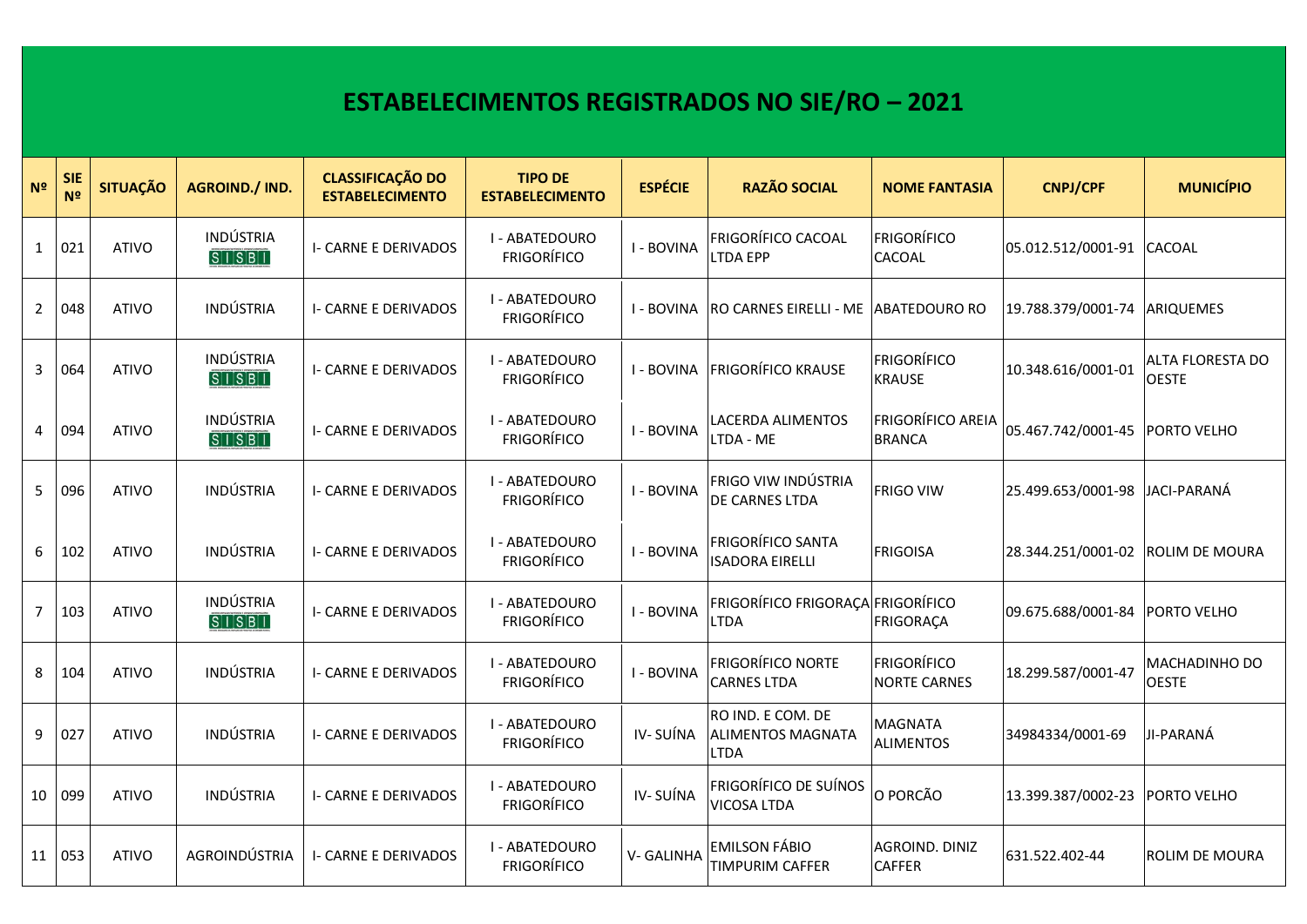# ESTABELECIMENTOS REGISTRADOS NO SIE/RO – 2021

| Nº | SIE Nº | SITUAÇÃO | AGROIND./ IND. | CLASSIFICAÇÃO DO ESTABELECIMENTO | TIPO DE ESTABELECIMENTO | ESPÉCIE | RAZÃO SOCIAL | NOME FANTASIA | CNPJ/CPF | MUNICÍPIO |
|---|---|---|---|---|---|---|---|---|---|---|
| 1 | 021 | ATIVO | INDÚSTRIA SISBI | I- CARNE E DERIVADOS | I - ABATEDOURO FRIGORÍFICO | I - BOVINA | FRIGORÍFICO CACOAL LTDA EPP | FRIGORÍFICO CACOAL | 05.012.512/0001-91 | CACOAL |
| 2 | 048 | ATIVO | INDÚSTRIA | I- CARNE E DERIVADOS | I - ABATEDOURO FRIGORÍFICO | I - BOVINA | RO CARNES EIRELLI - ME | ABATEDOURO RO | 19.788.379/0001-74 | ARIQUEMES |
| 3 | 064 | ATIVO | INDÚSTRIA SISBI | I- CARNE E DERIVADOS | I - ABATEDOURO FRIGORÍFICO | I - BOVINA | FRIGORÍFICO KRAUSE | FRIGORÍFICO KRAUSE | 10.348.616/0001-01 | ALTA FLORESTA DO OESTE |
| 4 | 094 | ATIVO | INDÚSTRIA SISBI | I- CARNE E DERIVADOS | I - ABATEDOURO FRIGORÍFICO | I - BOVINA | LACERDA ALIMENTOS LTDA - ME | FRIGORÍFICO AREIA BRANCA | 05.467.742/0001-45 | PORTO VELHO |
| 5 | 096 | ATIVO | INDÚSTRIA | I- CARNE E DERIVADOS | I - ABATEDOURO FRIGORÍFICO | I - BOVINA | FRIGO VIW INDÚSTRIA DE CARNES LTDA | FRIGO VIW | 25.499.653/0001-98 | JACI-PARANÁ |
| 6 | 102 | ATIVO | INDÚSTRIA | I- CARNE E DERIVADOS | I - ABATEDOURO FRIGORÍFICO | I - BOVINA | FRIGORÍFICO SANTA ISADORA EIRELLI | FRIGOISA | 28.344.251/0001-02 | ROLIM DE MOURA |
| 7 | 103 | ATIVO | INDÚSTRIA SISBI | I- CARNE E DERIVADOS | I - ABATEDOURO FRIGORÍFICO | I - BOVINA | FRIGORÍFICO FRIGORAÇA LTDA | FRIGORÍFICO FRIGORAÇA | 09.675.688/0001-84 | PORTO VELHO |
| 8 | 104 | ATIVO | INDÚSTRIA | I- CARNE E DERIVADOS | I - ABATEDOURO FRIGORÍFICO | I - BOVINA | FRIGORÍFICO NORTE CARNES LTDA | FRIGORÍFICO NORTE CARNES | 18.299.587/0001-47 | MACHADINHO DO OESTE |
| 9 | 027 | ATIVO | INDÚSTRIA | I- CARNE E DERIVADOS | I - ABATEDOURO FRIGORÍFICO | IV- SUÍNA | RO IND. E COM. DE ALIMENTOS MAGNATA LTDA | MAGNATA ALIMENTOS | 34984334/0001-69 | JI-PARANÁ |
| 10 | 099 | ATIVO | INDÚSTRIA | I- CARNE E DERIVADOS | I - ABATEDOURO FRIGORÍFICO | IV- SUÍNA | FRIGORÍFICO DE SUÍNOS VICOSA LTDA | O PORCÃO | 13.399.387/0002-23 | PORTO VELHO |
| 11 | 053 | ATIVO | AGROINDÚSTRIA | I- CARNE E DERIVADOS | I - ABATEDOURO FRIGORÍFICO | V- GALINHA | EMILSON FÁBIO TIMPURIM CAFFER | AGROIND. DINIZ CAFFER | 631.522.402-44 | ROLIM DE MOURA |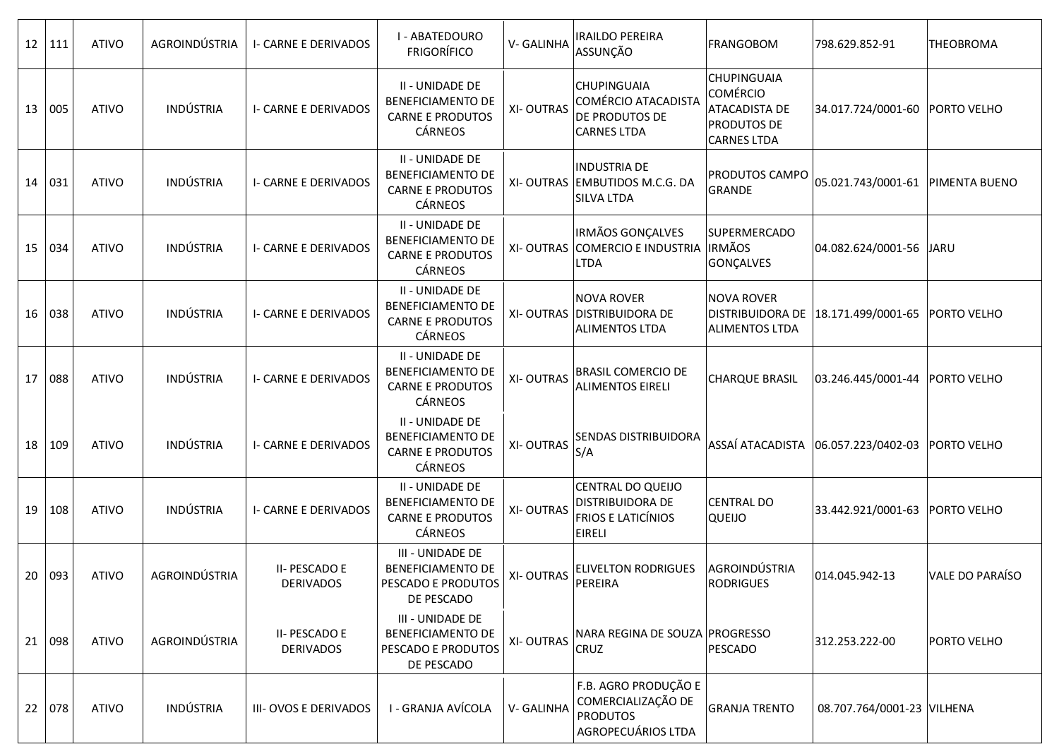| | | | | | | | | | | |
|---|---|---|---|---|---|---|---|---|---|---|
| 12 | 111 | ATIVO | AGROINDÚSTRIA | I- CARNE E DERIVADOS | I - ABATEDOURO FRIGORÍFICO | V- GALINHA | IRAILDO PEREIRA ASSUNÇÃO | FRANGOBOM | 798.629.852-91 | THEOBROMA |
| 13 | 005 | ATIVO | INDÚSTRIA | I- CARNE E DERIVADOS | II - UNIDADE DE BENEFICIAMENTO DE CARNE E PRODUTOS CÁRNEOS | XI- OUTRAS | CHUPINGUAIA COMÉRCIO ATACADISTA DE PRODUTOS DE CARNES LTDA | CHUPINGUAIA COMÉRCIO ATACADISTA DE PRODUTOS DE CARNES LTDA | 34.017.724/0001-60 | PORTO VELHO |
| 14 | 031 | ATIVO | INDÚSTRIA | I- CARNE E DERIVADOS | II - UNIDADE DE BENEFICIAMENTO DE CARNE E PRODUTOS CÁRNEOS | XI- OUTRAS | INDUSTRIA DE EMBUTIDOS M.C.G. DA SILVA LTDA | PRODUTOS CAMPO GRANDE | 05.021.743/0001-61 | PIMENTA BUENO |
| 15 | 034 | ATIVO | INDÚSTRIA | I- CARNE E DERIVADOS | II - UNIDADE DE BENEFICIAMENTO DE CARNE E PRODUTOS CÁRNEOS | XI- OUTRAS | IRMÃOS GONÇALVES COMERCIO E INDUSTRIA LTDA | SUPERMERCADO IRMÃOS GONÇALVES | 04.082.624/0001-56 | JARU |
| 16 | 038 | ATIVO | INDÚSTRIA | I- CARNE E DERIVADOS | II - UNIDADE DE BENEFICIAMENTO DE CARNE E PRODUTOS CÁRNEOS | XI- OUTRAS | NOVA ROVER DISTRIBUIDORA DE ALIMENTOS LTDA | NOVA ROVER DISTRIBUIDORA DE ALIMENTOS LTDA | 18.171.499/0001-65 | PORTO VELHO |
| 17 | 088 | ATIVO | INDÚSTRIA | I- CARNE E DERIVADOS | II - UNIDADE DE BENEFICIAMENTO DE CARNE E PRODUTOS CÁRNEOS | XI- OUTRAS | BRASIL COMERCIO DE ALIMENTOS EIRELI | CHARQUE BRASIL | 03.246.445/0001-44 | PORTO VELHO |
| 18 | 109 | ATIVO | INDÚSTRIA | I- CARNE E DERIVADOS | II - UNIDADE DE BENEFICIAMENTO DE CARNE E PRODUTOS CÁRNEOS | XI- OUTRAS | SENDAS DISTRIBUIDORA S/A | ASSAÍ ATACADISTA | 06.057.223/0402-03 | PORTO VELHO |
| 19 | 108 | ATIVO | INDÚSTRIA | I- CARNE E DERIVADOS | II - UNIDADE DE BENEFICIAMENTO DE CARNE E PRODUTOS CÁRNEOS | XI- OUTRAS | CENTRAL DO QUEIJO DISTRIBUIDORA DE FRIOS E LATICÍNIOS EIRELI | CENTRAL DO QUEIJO | 33.442.921/0001-63 | PORTO VELHO |
| 20 | 093 | ATIVO | AGROINDÚSTRIA | II- PESCADO E DERIVADOS | III - UNIDADE DE BENEFICIAMENTO DE PESCADO E PRODUTOS DE PESCADO | XI- OUTRAS | ELIVELTON RODRIGUES PEREIRA | AGROINDÚSTRIA RODRIGUES | 014.045.942-13 | VALE DO PARAÍSO |
| 21 | 098 | ATIVO | AGROINDÚSTRIA | II- PESCADO E DERIVADOS | III - UNIDADE DE BENEFICIAMENTO DE PESCADO E PRODUTOS DE PESCADO | XI- OUTRAS | NARA REGINA DE SOUZA CRUZ | PROGRESSO PESCADO | 312.253.222-00 | PORTO VELHO |
| 22 | 078 | ATIVO | INDÚSTRIA | III- OVOS E DERIVADOS | I - GRANJA AVÍCOLA | V- GALINHA | F.B. AGRO PRODUÇÃO E COMERCIALIZAÇÃO DE PRODUTOS AGROPECUÁRIOS LTDA | GRANJA TRENTO | 08.707.764/0001-23 | VILHENA |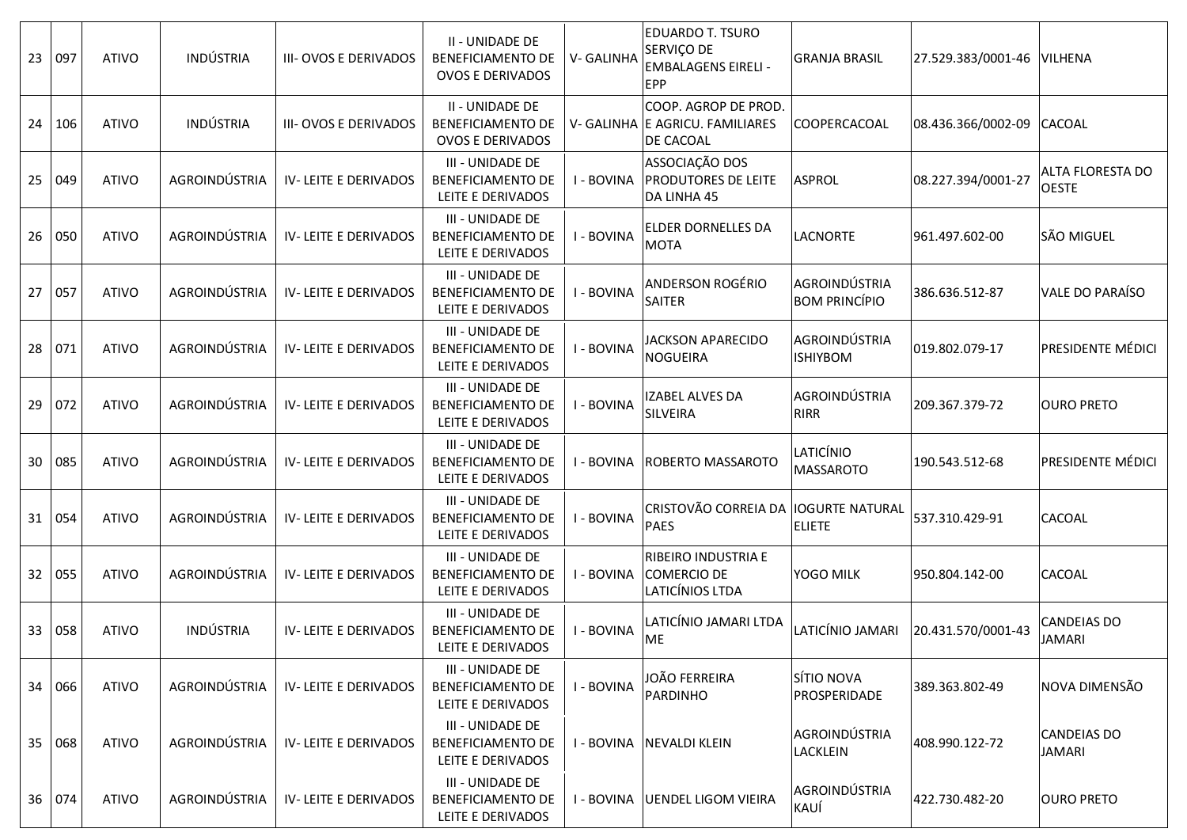| | | | | | | | | | | |
|---|---|---|---|---|---|---|---|---|---|---|
| 23 | 097 | ATIVO | INDÚSTRIA | III- OVOS E DERIVADOS | II - UNIDADE DE BENEFICIAMENTO DE OVOS E DERIVADOS | V- GALINHA | EDUARDO T. TSURO SERVIÇO DE EMBALAGENS EIRELI - EPP | GRANJA BRASIL | 27.529.383/0001-46 | VILHENA |
| 24 | 106 | ATIVO | INDÚSTRIA | III- OVOS E DERIVADOS | II - UNIDADE DE BENEFICIAMENTO DE OVOS E DERIVADOS | V- GALINHA | COOP. AGROP DE PROD. E AGRICU. FAMILIARES DE CACOAL | COOPERCACOAL | 08.436.366/0002-09 | CACOAL |
| 25 | 049 | ATIVO | AGROINDÚSTRIA | IV- LEITE E DERIVADOS | III - UNIDADE DE BENEFICIAMENTO DE LEITE E DERIVADOS | I - BOVINA | ASSOCIAÇÃO DOS PRODUTORES DE LEITE DA LINHA 45 | ASPROL | 08.227.394/0001-27 | ALTA FLORESTA DO OESTE |
| 26 | 050 | ATIVO | AGROINDÚSTRIA | IV- LEITE E DERIVADOS | III - UNIDADE DE BENEFICIAMENTO DE LEITE E DERIVADOS | I - BOVINA | ELDER DORNELLES DA MOTA | LACNORTE | 961.497.602-00 | SÃO MIGUEL |
| 27 | 057 | ATIVO | AGROINDÚSTRIA | IV- LEITE E DERIVADOS | III - UNIDADE DE BENEFICIAMENTO DE LEITE E DERIVADOS | I - BOVINA | ANDERSON ROGÉRIO SAITER | AGROINDÚSTRIA BOM PRINCÍPIO | 386.636.512-87 | VALE DO PARAÍSO |
| 28 | 071 | ATIVO | AGROINDÚSTRIA | IV- LEITE E DERIVADOS | III - UNIDADE DE BENEFICIAMENTO DE LEITE E DERIVADOS | I - BOVINA | JACKSON APARECIDO NOGUEIRA | AGROINDÚSTRIA ISHIYBOM | 019.802.079-17 | PRESIDENTE MÉDICI |
| 29 | 072 | ATIVO | AGROINDÚSTRIA | IV- LEITE E DERIVADOS | III - UNIDADE DE BENEFICIAMENTO DE LEITE E DERIVADOS | I - BOVINA | IZABEL ALVES DA SILVEIRA | AGROINDÚSTRIA RIRR | 209.367.379-72 | OURO PRETO |
| 30 | 085 | ATIVO | AGROINDÚSTRIA | IV- LEITE E DERIVADOS | III - UNIDADE DE BENEFICIAMENTO DE LEITE E DERIVADOS | I - BOVINA | ROBERTO MASSAROTO | LATICÍNIO MASSAROTO | 190.543.512-68 | PRESIDENTE MÉDICI |
| 31 | 054 | ATIVO | AGROINDÚSTRIA | IV- LEITE E DERIVADOS | III - UNIDADE DE BENEFICIAMENTO DE LEITE E DERIVADOS | I - BOVINA | CRISTOVÃO CORREIA DA PAES | IOGURTE NATURAL ELIETE | 537.310.429-91 | CACOAL |
| 32 | 055 | ATIVO | AGROINDÚSTRIA | IV- LEITE E DERIVADOS | III - UNIDADE DE BENEFICIAMENTO DE LEITE E DERIVADOS | I - BOVINA | RIBEIRO INDUSTRIA E COMERCIO DE LATICÍNIOS LTDA | YOGO MILK | 950.804.142-00 | CACOAL |
| 33 | 058 | ATIVO | INDÚSTRIA | IV- LEITE E DERIVADOS | III - UNIDADE DE BENEFICIAMENTO DE LEITE E DERIVADOS | I - BOVINA | LATICÍNIO JAMARI LTDA ME | LATICÍNIO JAMARI | 20.431.570/0001-43 | CANDEIAS DO JAMARI |
| 34 | 066 | ATIVO | AGROINDÚSTRIA | IV- LEITE E DERIVADOS | III - UNIDADE DE BENEFICIAMENTO DE LEITE E DERIVADOS | I - BOVINA | JOÃO FERREIRA PARDINHO | SÍTIO NOVA PROSPERIDADE | 389.363.802-49 | NOVA DIMENSÃO |
| 35 | 068 | ATIVO | AGROINDÚSTRIA | IV- LEITE E DERIVADOS | III - UNIDADE DE BENEFICIAMENTO DE LEITE E DERIVADOS | I - BOVINA | NEVALDI KLEIN | AGROINDÚSTRIA LACKLEIN | 408.990.122-72 | CANDEIAS DO JAMARI |
| 36 | 074 | ATIVO | AGROINDÚSTRIA | IV- LEITE E DERIVADOS | III - UNIDADE DE BENEFICIAMENTO DE LEITE E DERIVADOS | I - BOVINA | UENDEL LIGOM VIEIRA | AGROINDÚSTRIA KAUÍ | 422.730.482-20 | OURO PRETO |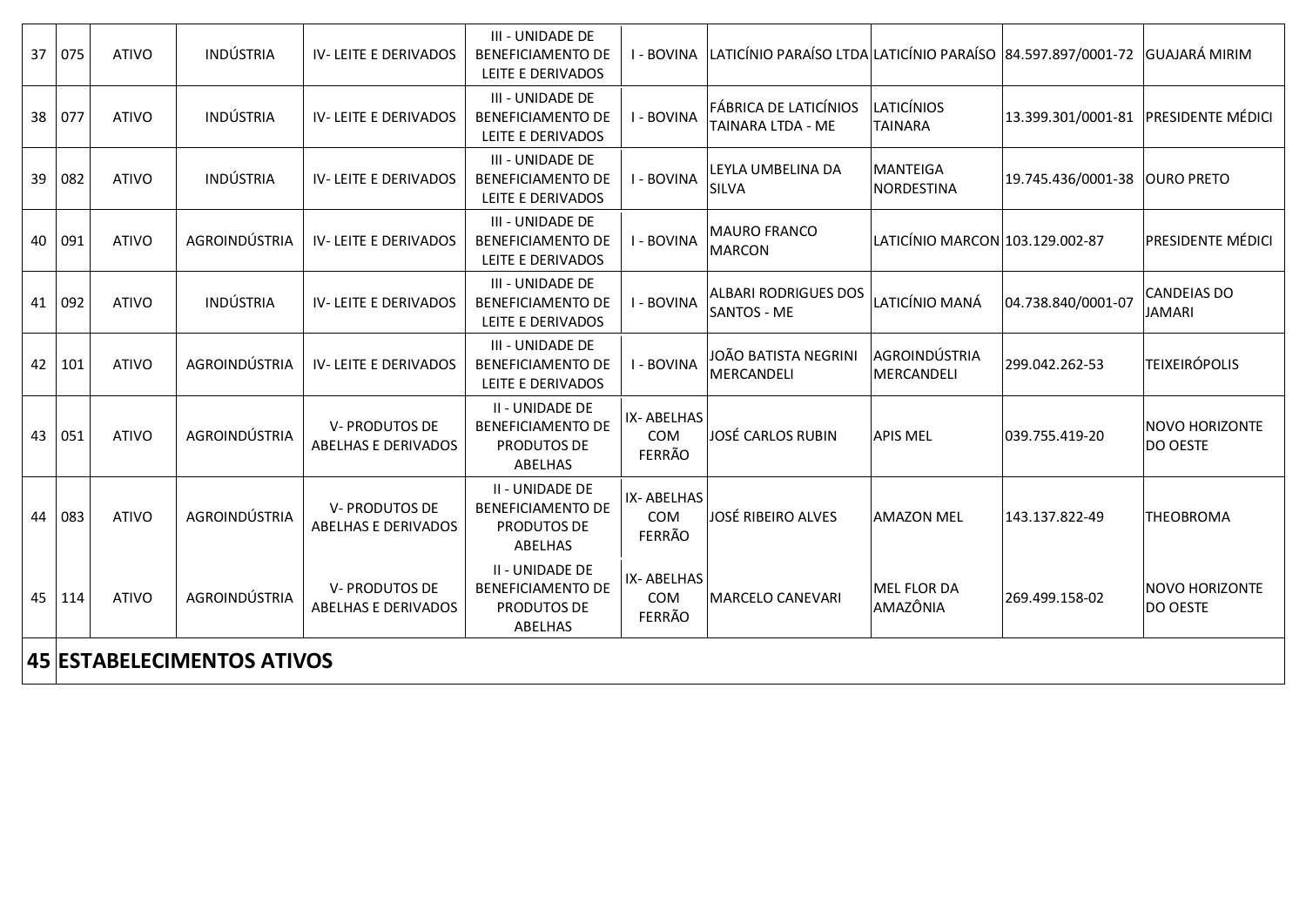| | | | | | | | | | | |
|---|---|---|---|---|---|---|---|---|---|---|
| 37 | 075 | ATIVO | INDÚSTRIA | IV- LEITE E DERIVADOS | III - UNIDADE DE BENEFICIAMENTO DE LEITE E DERIVADOS | I - BOVINA | LATICÍNIO PARAÍSO LTDA | LATICÍNIO PARAÍSO | 84.597.897/0001-72 | GUAJARÁ MIRIM |
| 38 | 077 | ATIVO | INDÚSTRIA | IV- LEITE E DERIVADOS | III - UNIDADE DE BENEFICIAMENTO DE LEITE E DERIVADOS | I - BOVINA | FÁBRICA DE LATICÍNIOS TAINARA LTDA - ME | LATICÍNIOS TAINARA | 13.399.301/0001-81 | PRESIDENTE MÉDICI |
| 39 | 082 | ATIVO | INDÚSTRIA | IV- LEITE E DERIVADOS | III - UNIDADE DE BENEFICIAMENTO DE LEITE E DERIVADOS | I - BOVINA | LEYLA UMBELINA DA SILVA | MANTEIGA NORDESTINA | 19.745.436/0001-38 | OURO PRETO |
| 40 | 091 | ATIVO | AGROINDÚSTRIA | IV- LEITE E DERIVADOS | III - UNIDADE DE BENEFICIAMENTO DE LEITE E DERIVADOS | I - BOVINA | MAURO FRANCO MARCON | LATICÍNIO MARCON | 103.129.002-87 | PRESIDENTE MÉDICI |
| 41 | 092 | ATIVO | INDÚSTRIA | IV- LEITE E DERIVADOS | III - UNIDADE DE BENEFICIAMENTO DE LEITE E DERIVADOS | I - BOVINA | ALBARI RODRIGUES DOS SANTOS - ME | LATICÍNIO MANÁ | 04.738.840/0001-07 | CANDEIAS DO JAMARI |
| 42 | 101 | ATIVO | AGROINDÚSTRIA | IV- LEITE E DERIVADOS | III - UNIDADE DE BENEFICIAMENTO DE LEITE E DERIVADOS | I - BOVINA | JOÃO BATISTA NEGRINI MERCANDELI | AGROINDÚSTRIA MERCANDELI | 299.042.262-53 | TEIXEIRÓPOLIS |
| 43 | 051 | ATIVO | AGROINDÚSTRIA | V- PRODUTOS DE ABELHAS E DERIVADOS | II - UNIDADE DE BENEFICIAMENTO DE PRODUTOS DE ABELHAS | IX- ABELHAS COM FERRÃO | JOSÉ CARLOS RUBIN | APIS MEL | 039.755.419-20 | NOVO HORIZONTE DO OESTE |
| 44 | 083 | ATIVO | AGROINDÚSTRIA | V- PRODUTOS DE ABELHAS E DERIVADOS | II - UNIDADE DE BENEFICIAMENTO DE PRODUTOS DE ABELHAS | IX- ABELHAS COM FERRÃO | JOSÉ RIBEIRO ALVES | AMAZON MEL | 143.137.822-49 | THEOBROMA |
| 45 | 114 | ATIVO | AGROINDÚSTRIA | V- PRODUTOS DE ABELHAS E DERIVADOS | II - UNIDADE DE BENEFICIAMENTO DE PRODUTOS DE ABELHAS | IX- ABELHAS COM FERRÃO | MARCELO CANEVARI | MEL FLOR DA AMAZÔNIA | 269.499.158-02 | NOVO HORIZONTE DO OESTE |
| **45** | **ESTABELECIMENTOS ATIVOS** | | | | | | | | | |